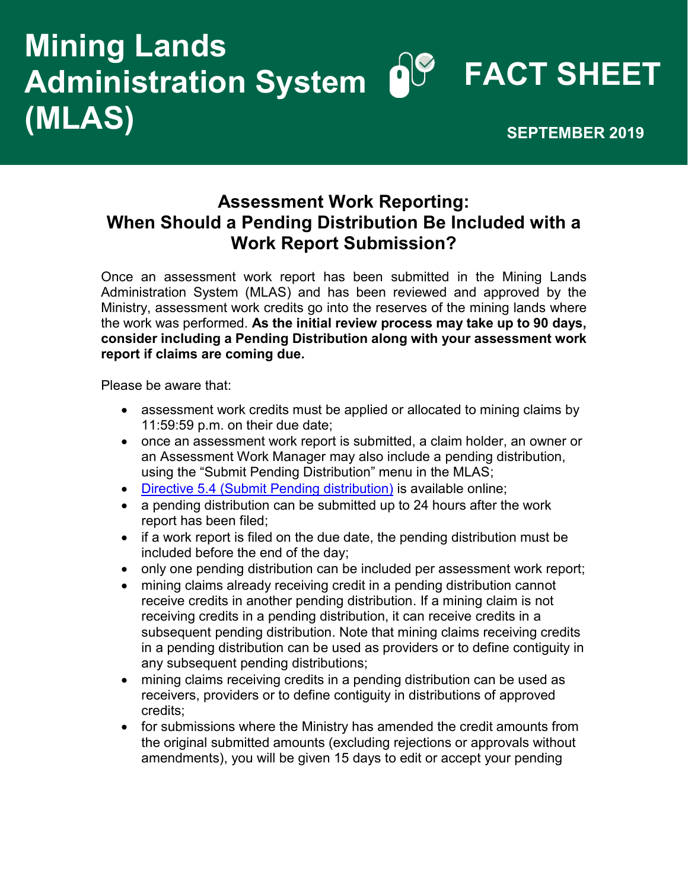# Mining Lands Administration System (MLAS)

# FACT SHEET

**SEPTEMBER 2019**

## Assessment Work Reporting: When Should a Pending Distribution Be Included with a Work Report Submission?

Once an assessment work report has been submitted in the Mining Lands Administration System (MLAS) and has been reviewed and approved by the Ministry, assessment work credits go into the reserves of the mining lands where the work was performed. **As the initial review process may take up to 90 days, consider including a Pending Distribution along with your assessment work report if claims are coming due.**

Please be aware that:

- assessment work credits must be applied or allocated to mining claims by 11:59:59 p.m. on their due date;
- once an assessment work report is submitted, a claim holder, an owner or an Assessment Work Manager may also include a pending distribution, using the "Submit Pending Distribution" menu in the MLAS;
- [Directive 5.4 (Submit Pending distribution)]() is available online;
- a pending distribution can be submitted up to 24 hours after the work report has been filed;
- if a work report is filed on the due date, the pending distribution must be included before the end of the day;
- only one pending distribution can be included per assessment work report;
- mining claims already receiving credit in a pending distribution cannot receive credits in another pending distribution. If a mining claim is not receiving credits in a pending distribution, it can receive credits in a subsequent pending distribution. Note that mining claims receiving credits in a pending distribution can be used as providers or to define contiguity in any subsequent pending distributions;
- mining claims receiving credits in a pending distribution can be used as receivers, providers or to define contiguity in distributions of approved credits;
- for submissions where the Ministry has amended the credit amounts from the original submitted amounts (excluding rejections or approvals without amendments), you will be given 15 days to edit or accept your pending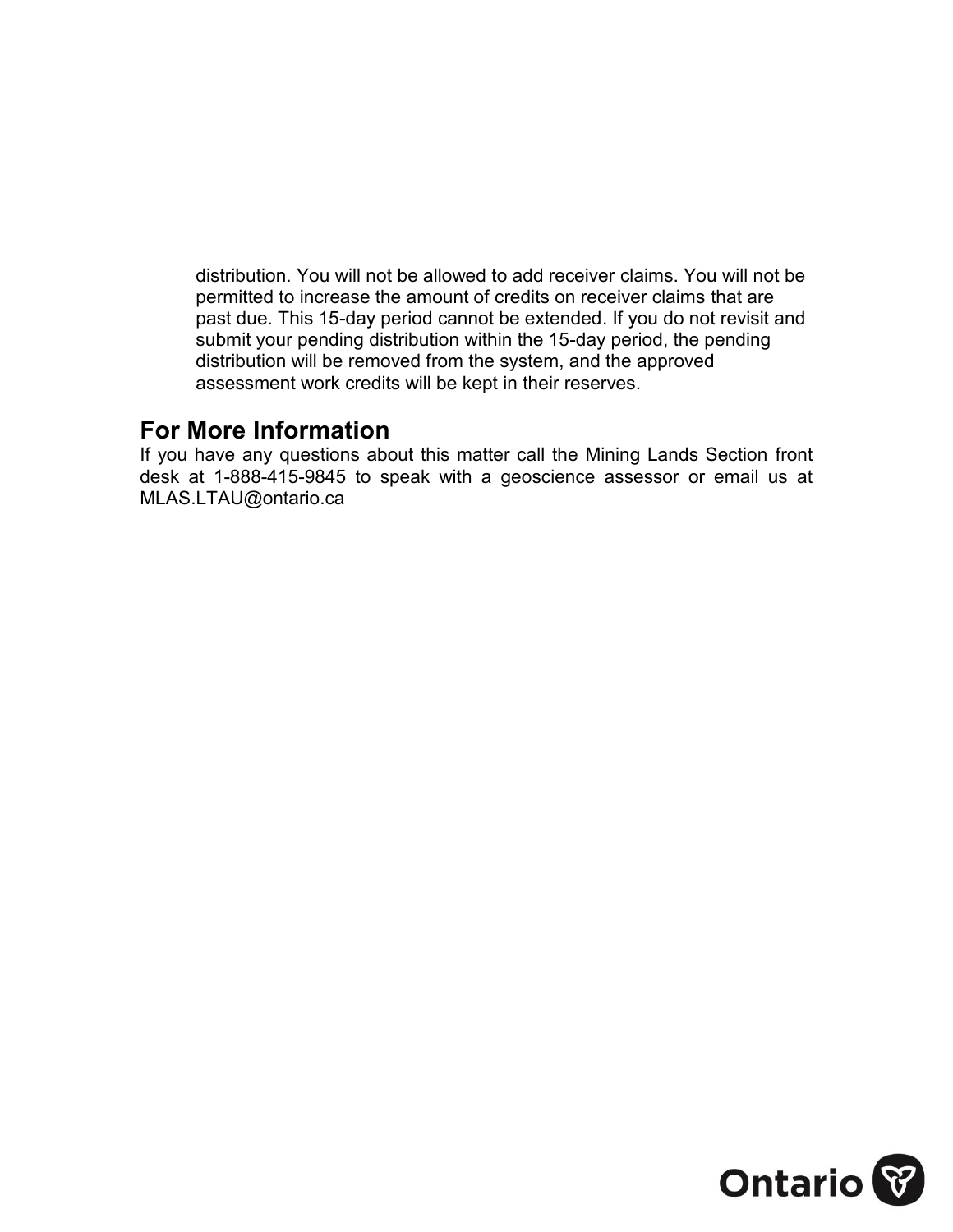distribution. You will not be allowed to add receiver claims. You will not be permitted to increase the amount of credits on receiver claims that are past due. This 15-day period cannot be extended. If you do not revisit and submit your pending distribution within the 15-day period, the pending distribution will be removed from the system, and the approved assessment work credits will be kept in their reserves.

## For More Information

If you have any questions about this matter call the Mining Lands Section front desk at 1-888-415-9845 to speak with a geoscience assessor or email us at MLAS.LTAU@ontario.ca